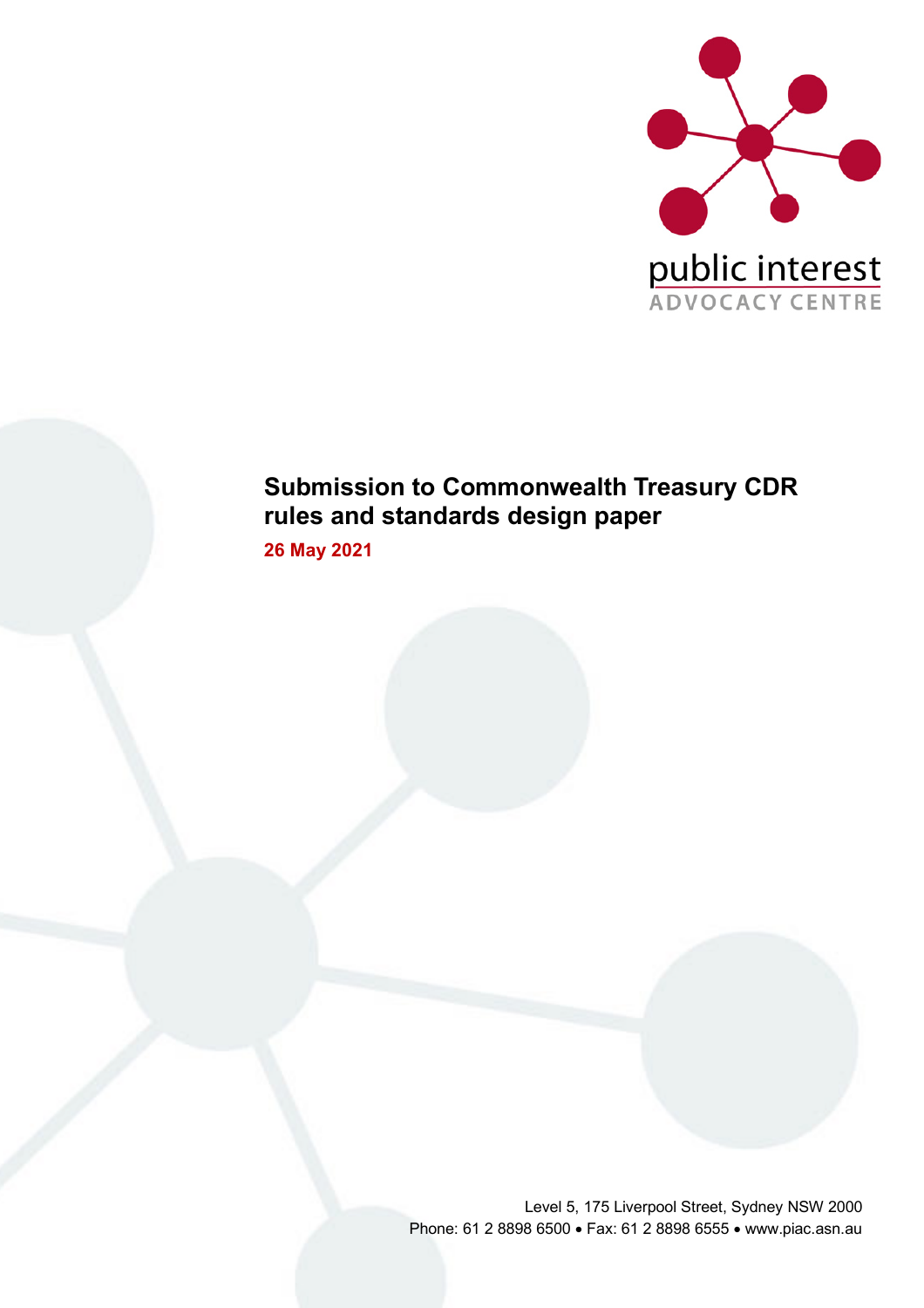public interest
ADVOCACY CENTRE

# Submission to Commonwealth Treasury CDR rules and standards design paper

**26 May 2021**

Level 5, 175 Liverpool Street, Sydney NSW 2000
Phone: 61 2 8898 6500 • Fax: 61 2 8898 6555 • www.piac.asn.au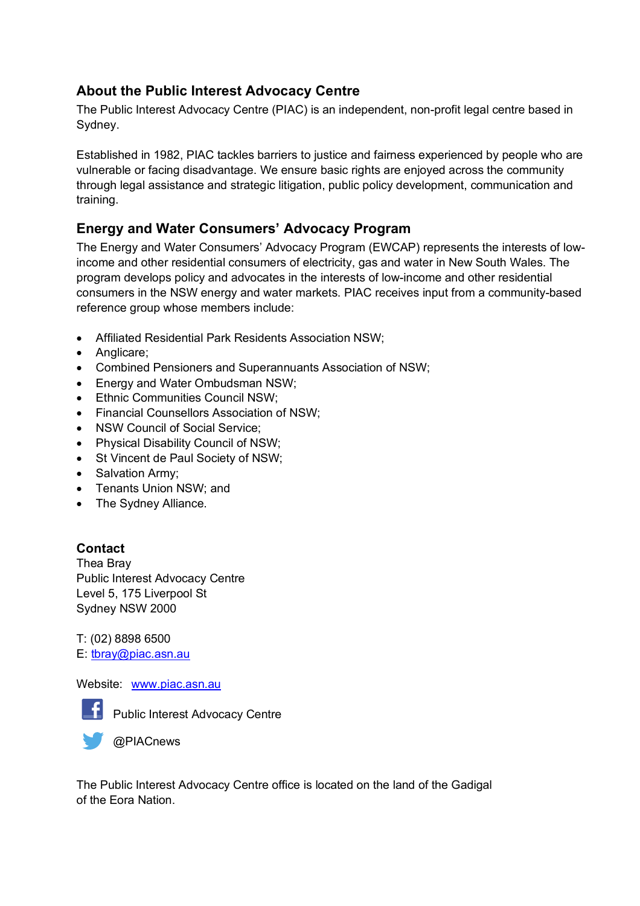## About the Public Interest Advocacy Centre

The Public Interest Advocacy Centre (PIAC) is an independent, non-profit legal centre based in Sydney.

Established in 1982, PIAC tackles barriers to justice and fairness experienced by people who are vulnerable or facing disadvantage. We ensure basic rights are enjoyed across the community through legal assistance and strategic litigation, public policy development, communication and training.

## Energy and Water Consumers' Advocacy Program

The Energy and Water Consumers' Advocacy Program (EWCAP) represents the interests of low-income and other residential consumers of electricity, gas and water in New South Wales. The program develops policy and advocates in the interests of low-income and other residential consumers in the NSW energy and water markets. PIAC receives input from a community-based reference group whose members include:

- Affiliated Residential Park Residents Association NSW;
- Anglicare;
- Combined Pensioners and Superannuants Association of NSW;
- Energy and Water Ombudsman NSW;
- Ethnic Communities Council NSW;
- Financial Counsellors Association of NSW;
- NSW Council of Social Service;
- Physical Disability Council of NSW;
- St Vincent de Paul Society of NSW;
- Salvation Army;
- Tenants Union NSW; and
- The Sydney Alliance.

**Contact**

Thea Bray
Public Interest Advocacy Centre
Level 5, 175 Liverpool St
Sydney NSW 2000

T: (02) 8898 6500
E: tbray@piac.asn.au

Website: www.piac.asn.au

Public Interest Advocacy Centre

@PIACnews

The Public Interest Advocacy Centre office is located on the land of the Gadigal of the Eora Nation.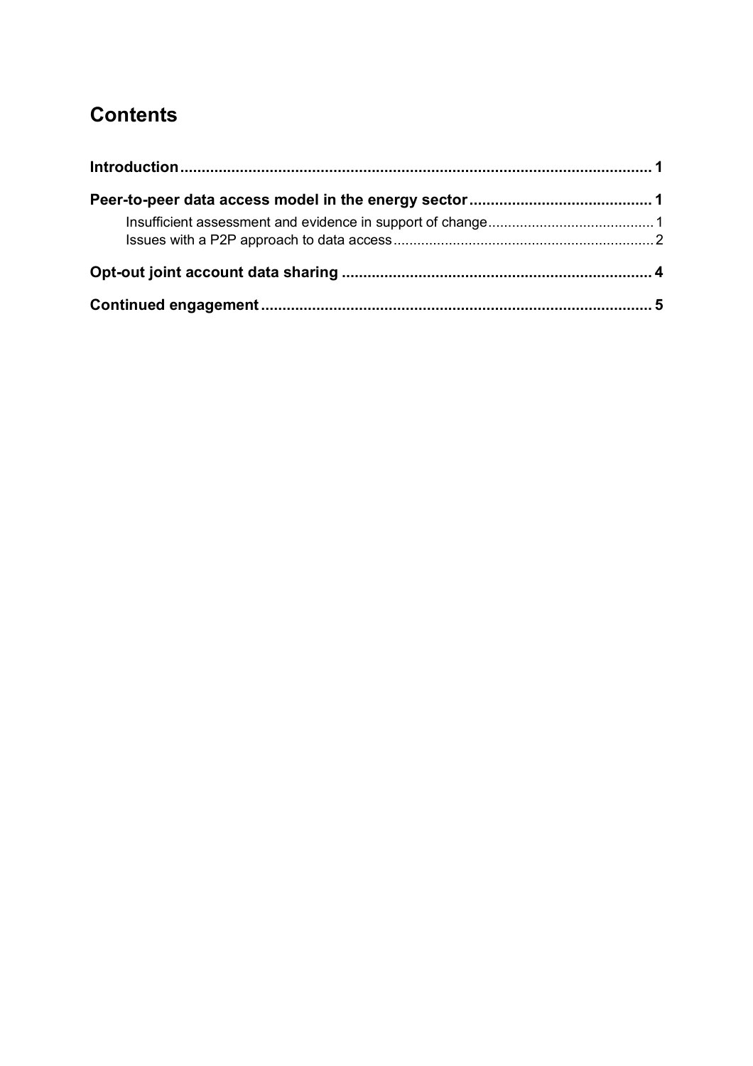# Contents

**Introduction** ..... 1

**Peer-to-peer data access model in the energy sector** ..... 1

- Insufficient assessment and evidence in support of change ..... 1
- Issues with a P2P approach to data access ..... 2

**Opt-out joint account data sharing** ..... 4

**Continued engagement** ..... 5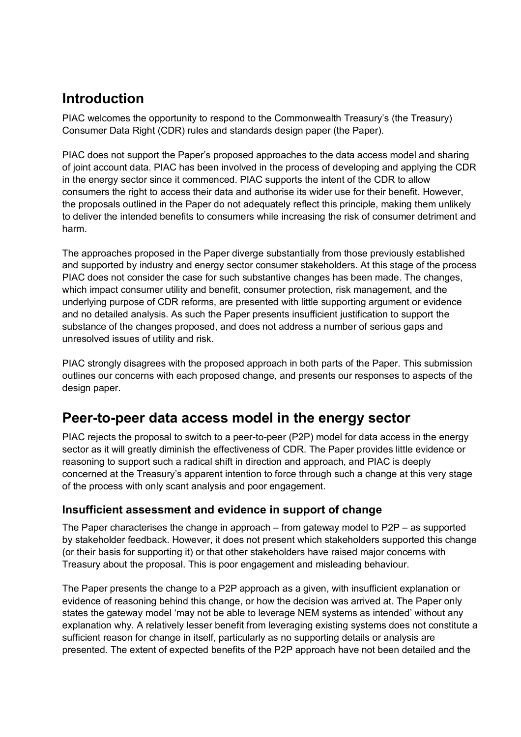## Introduction

PIAC welcomes the opportunity to respond to the Commonwealth Treasury's (the Treasury) Consumer Data Right (CDR) rules and standards design paper (the Paper).

PIAC does not support the Paper's proposed approaches to the data access model and sharing of joint account data. PIAC has been involved in the process of developing and applying the CDR in the energy sector since it commenced. PIAC supports the intent of the CDR to allow consumers the right to access their data and authorise its wider use for their benefit. However, the proposals outlined in the Paper do not adequately reflect this principle, making them unlikely to deliver the intended benefits to consumers while increasing the risk of consumer detriment and harm.

The approaches proposed in the Paper diverge substantially from those previously established and supported by industry and energy sector consumer stakeholders. At this stage of the process PIAC does not consider the case for such substantive changes has been made. The changes, which impact consumer utility and benefit, consumer protection, risk management, and the underlying purpose of CDR reforms, are presented with little supporting argument or evidence and no detailed analysis. As such the Paper presents insufficient justification to support the substance of the changes proposed, and does not address a number of serious gaps and unresolved issues of utility and risk.

PIAC strongly disagrees with the proposed approach in both parts of the Paper. This submission outlines our concerns with each proposed change, and presents our responses to aspects of the design paper.

## Peer-to-peer data access model in the energy sector

PIAC rejects the proposal to switch to a peer-to-peer (P2P) model for data access in the energy sector as it will greatly diminish the effectiveness of CDR. The Paper provides little evidence or reasoning to support such a radical shift in direction and approach, and PIAC is deeply concerned at the Treasury's apparent intention to force through such a change at this very stage of the process with only scant analysis and poor engagement.

### Insufficient assessment and evidence in support of change

The Paper characterises the change in approach – from gateway model to P2P – as supported by stakeholder feedback. However, it does not present which stakeholders supported this change (or their basis for supporting it) or that other stakeholders have raised major concerns with Treasury about the proposal. This is poor engagement and misleading behaviour.

The Paper presents the change to a P2P approach as a given, with insufficient explanation or evidence of reasoning behind this change, or how the decision was arrived at. The Paper only states the gateway model 'may not be able to leverage NEM systems as intended' without any explanation why. A relatively lesser benefit from leveraging existing systems does not constitute a sufficient reason for change in itself, particularly as no supporting details or analysis are presented. The extent of expected benefits of the P2P approach have not been detailed and the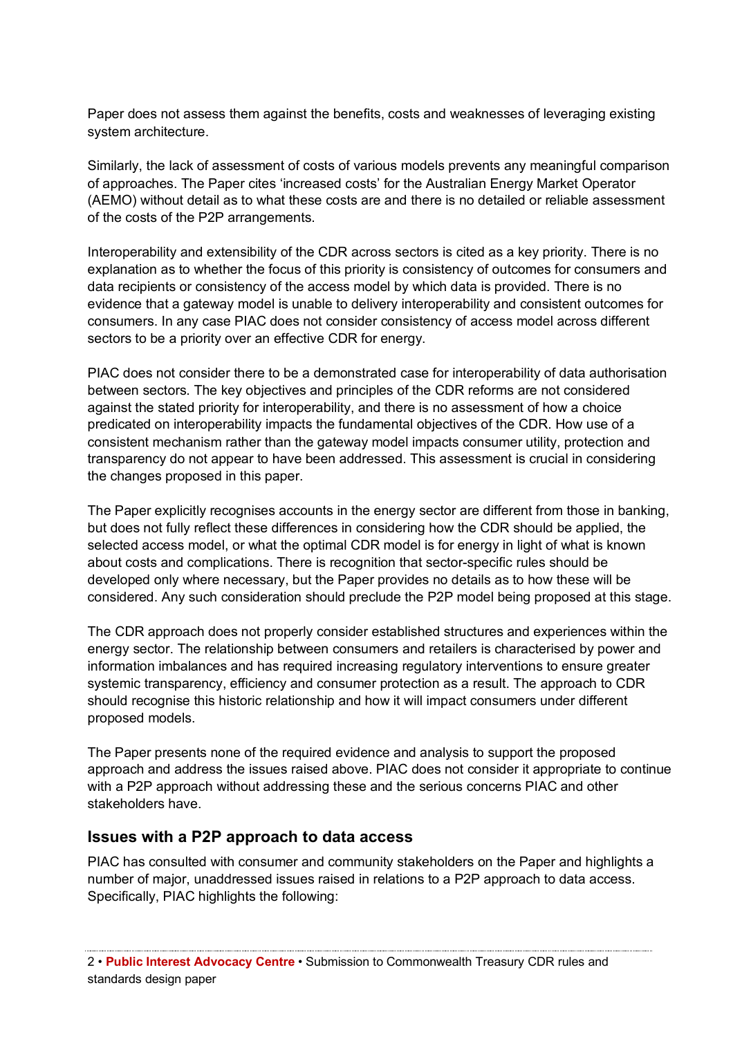Paper does not assess them against the benefits, costs and weaknesses of leveraging existing system architecture.

Similarly, the lack of assessment of costs of various models prevents any meaningful comparison of approaches. The Paper cites 'increased costs' for the Australian Energy Market Operator (AEMO) without detail as to what these costs are and there is no detailed or reliable assessment of the costs of the P2P arrangements.

Interoperability and extensibility of the CDR across sectors is cited as a key priority. There is no explanation as to whether the focus of this priority is consistency of outcomes for consumers and data recipients or consistency of the access model by which data is provided. There is no evidence that a gateway model is unable to delivery interoperability and consistent outcomes for consumers. In any case PIAC does not consider consistency of access model across different sectors to be a priority over an effective CDR for energy.

PIAC does not consider there to be a demonstrated case for interoperability of data authorisation between sectors. The key objectives and principles of the CDR reforms are not considered against the stated priority for interoperability, and there is no assessment of how a choice predicated on interoperability impacts the fundamental objectives of the CDR. How use of a consistent mechanism rather than the gateway model impacts consumer utility, protection and transparency do not appear to have been addressed. This assessment is crucial in considering the changes proposed in this paper.

The Paper explicitly recognises accounts in the energy sector are different from those in banking, but does not fully reflect these differences in considering how the CDR should be applied, the selected access model, or what the optimal CDR model is for energy in light of what is known about costs and complications. There is recognition that sector-specific rules should be developed only where necessary, but the Paper provides no details as to how these will be considered. Any such consideration should preclude the P2P model being proposed at this stage.

The CDR approach does not properly consider established structures and experiences within the energy sector. The relationship between consumers and retailers is characterised by power and information imbalances and has required increasing regulatory interventions to ensure greater systemic transparency, efficiency and consumer protection as a result. The approach to CDR should recognise this historic relationship and how it will impact consumers under different proposed models.

The Paper presents none of the required evidence and analysis to support the proposed approach and address the issues raised above. PIAC does not consider it appropriate to continue with a P2P approach without addressing these and the serious concerns PIAC and other stakeholders have.

## Issues with a P2P approach to data access

PIAC has consulted with consumer and community stakeholders on the Paper and highlights a number of major, unaddressed issues raised in relations to a P2P approach to data access. Specifically, PIAC highlights the following: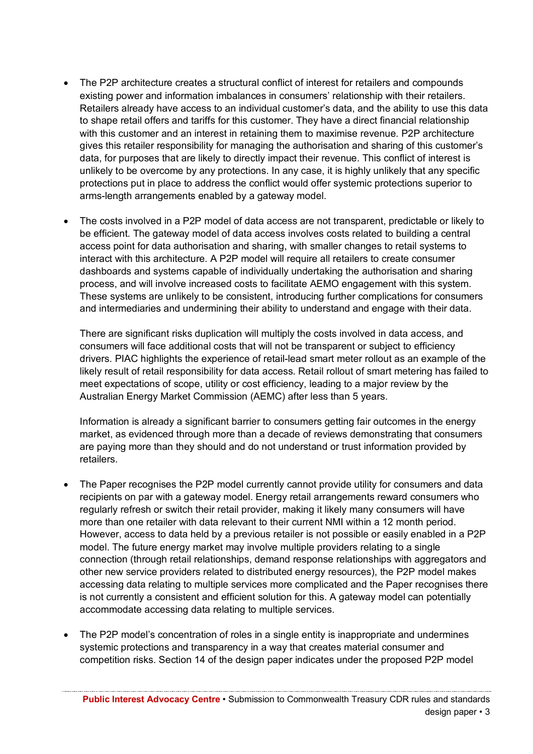- The P2P architecture creates a structural conflict of interest for retailers and compounds existing power and information imbalances in consumers' relationship with their retailers. Retailers already have access to an individual customer's data, and the ability to use this data to shape retail offers and tariffs for this customer. They have a direct financial relationship with this customer and an interest in retaining them to maximise revenue. P2P architecture gives this retailer responsibility for managing the authorisation and sharing of this customer's data, for purposes that are likely to directly impact their revenue. This conflict of interest is unlikely to be overcome by any protections. In any case, it is highly unlikely that any specific protections put in place to address the conflict would offer systemic protections superior to arms-length arrangements enabled by a gateway model.

- The costs involved in a P2P model of data access are not transparent, predictable or likely to be efficient. The gateway model of data access involves costs related to building a central access point for data authorisation and sharing, with smaller changes to retail systems to interact with this architecture. A P2P model will require all retailers to create consumer dashboards and systems capable of individually undertaking the authorisation and sharing process, and will involve increased costs to facilitate AEMO engagement with this system. These systems are unlikely to be consistent, introducing further complications for consumers and intermediaries and undermining their ability to understand and engage with their data.

  There are significant risks duplication will multiply the costs involved in data access, and consumers will face additional costs that will not be transparent or subject to efficiency drivers. PIAC highlights the experience of retail-lead smart meter rollout as an example of the likely result of retail responsibility for data access. Retail rollout of smart metering has failed to meet expectations of scope, utility or cost efficiency, leading to a major review by the Australian Energy Market Commission (AEMC) after less than 5 years.

  Information is already a significant barrier to consumers getting fair outcomes in the energy market, as evidenced through more than a decade of reviews demonstrating that consumers are paying more than they should and do not understand or trust information provided by retailers.

- The Paper recognises the P2P model currently cannot provide utility for consumers and data recipients on par with a gateway model. Energy retail arrangements reward consumers who regularly refresh or switch their retail provider, making it likely many consumers will have more than one retailer with data relevant to their current NMI within a 12 month period. However, access to data held by a previous retailer is not possible or easily enabled in a P2P model. The future energy market may involve multiple providers relating to a single connection (through retail relationships, demand response relationships with aggregators and other new service providers related to distributed energy resources), the P2P model makes accessing data relating to multiple services more complicated and the Paper recognises there is not currently a consistent and efficient solution for this. A gateway model can potentially accommodate accessing data relating to multiple services.

- The P2P model's concentration of roles in a single entity is inappropriate and undermines systemic protections and transparency in a way that creates material consumer and competition risks. Section 14 of the design paper indicates under the proposed P2P model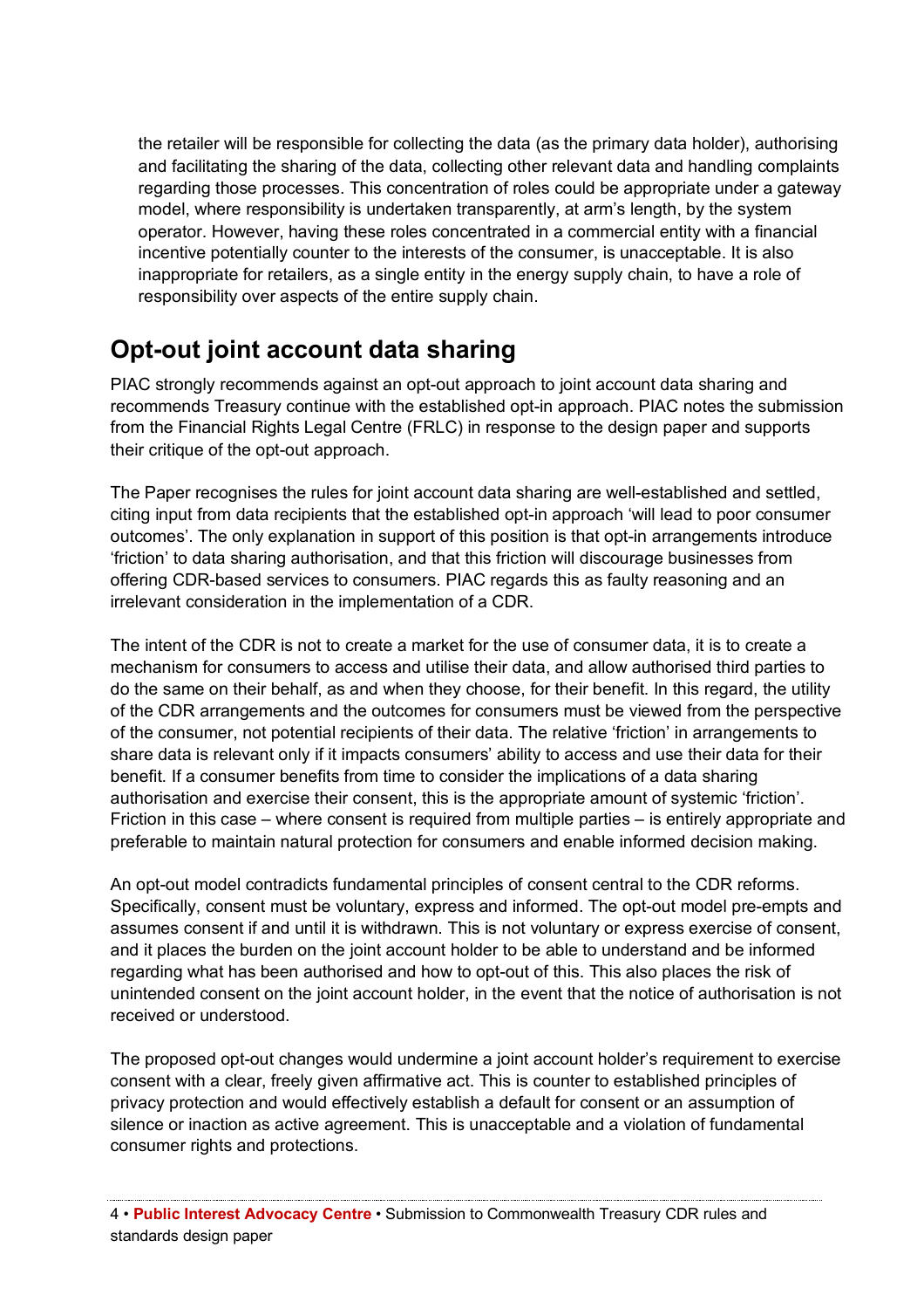the retailer will be responsible for collecting the data (as the primary data holder), authorising and facilitating the sharing of the data, collecting other relevant data and handling complaints regarding those processes. This concentration of roles could be appropriate under a gateway model, where responsibility is undertaken transparently, at arm's length, by the system operator. However, having these roles concentrated in a commercial entity with a financial incentive potentially counter to the interests of the consumer, is unacceptable. It is also inappropriate for retailers, as a single entity in the energy supply chain, to have a role of responsibility over aspects of the entire supply chain.

## Opt-out joint account data sharing

PIAC strongly recommends against an opt-out approach to joint account data sharing and recommends Treasury continue with the established opt-in approach. PIAC notes the submission from the Financial Rights Legal Centre (FRLC) in response to the design paper and supports their critique of the opt-out approach.

The Paper recognises the rules for joint account data sharing are well-established and settled, citing input from data recipients that the established opt-in approach 'will lead to poor consumer outcomes'. The only explanation in support of this position is that opt-in arrangements introduce 'friction' to data sharing authorisation, and that this friction will discourage businesses from offering CDR-based services to consumers. PIAC regards this as faulty reasoning and an irrelevant consideration in the implementation of a CDR.

The intent of the CDR is not to create a market for the use of consumer data, it is to create a mechanism for consumers to access and utilise their data, and allow authorised third parties to do the same on their behalf, as and when they choose, for their benefit. In this regard, the utility of the CDR arrangements and the outcomes for consumers must be viewed from the perspective of the consumer, not potential recipients of their data. The relative 'friction' in arrangements to share data is relevant only if it impacts consumers' ability to access and use their data for their benefit. If a consumer benefits from time to consider the implications of a data sharing authorisation and exercise their consent, this is the appropriate amount of systemic 'friction'. Friction in this case – where consent is required from multiple parties – is entirely appropriate and preferable to maintain natural protection for consumers and enable informed decision making.

An opt-out model contradicts fundamental principles of consent central to the CDR reforms. Specifically, consent must be voluntary, express and informed. The opt-out model pre-empts and assumes consent if and until it is withdrawn. This is not voluntary or express exercise of consent, and it places the burden on the joint account holder to be able to understand and be informed regarding what has been authorised and how to opt-out of this. This also places the risk of unintended consent on the joint account holder, in the event that the notice of authorisation is not received or understood.

The proposed opt-out changes would undermine a joint account holder's requirement to exercise consent with a clear, freely given affirmative act. This is counter to established principles of privacy protection and would effectively establish a default for consent or an assumption of silence or inaction as active agreement. This is unacceptable and a violation of fundamental consumer rights and protections.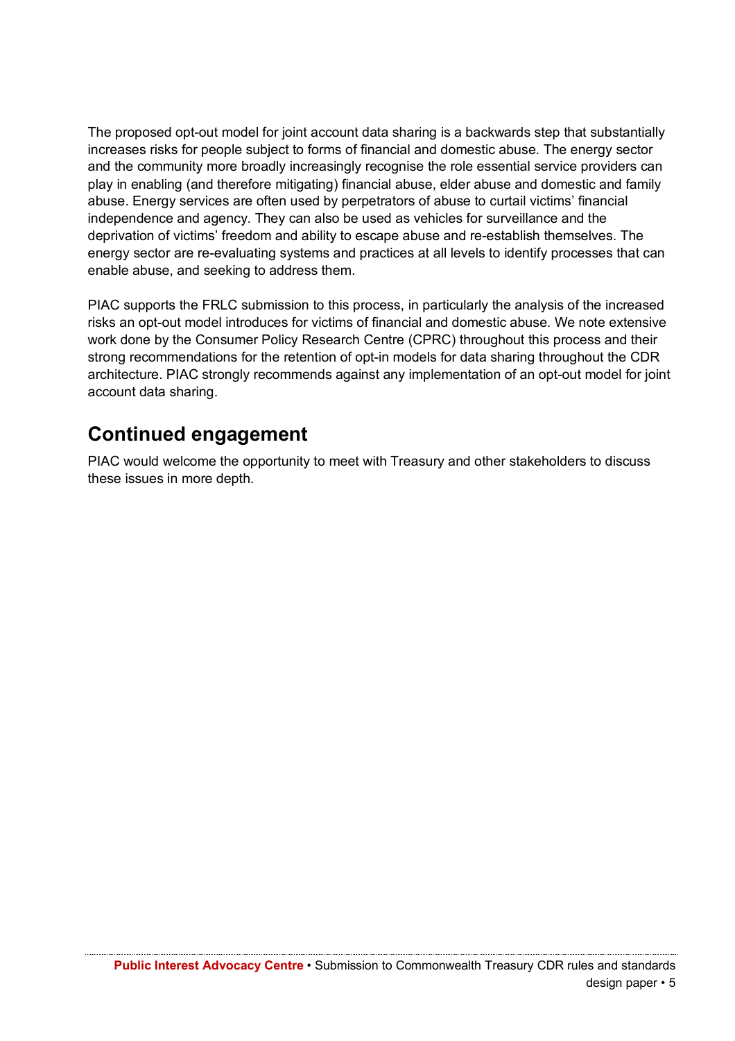The proposed opt-out model for joint account data sharing is a backwards step that substantially increases risks for people subject to forms of financial and domestic abuse. The energy sector and the community more broadly increasingly recognise the role essential service providers can play in enabling (and therefore mitigating) financial abuse, elder abuse and domestic and family abuse. Energy services are often used by perpetrators of abuse to curtail victims' financial independence and agency. They can also be used as vehicles for surveillance and the deprivation of victims' freedom and ability to escape abuse and re-establish themselves. The energy sector are re-evaluating systems and practices at all levels to identify processes that can enable abuse, and seeking to address them.

PIAC supports the FRLC submission to this process, in particularly the analysis of the increased risks an opt-out model introduces for victims of financial and domestic abuse. We note extensive work done by the Consumer Policy Research Centre (CPRC) throughout this process and their strong recommendations for the retention of opt-in models for data sharing throughout the CDR architecture. PIAC strongly recommends against any implementation of an opt-out model for joint account data sharing.

## Continued engagement

PIAC would welcome the opportunity to meet with Treasury and other stakeholders to discuss these issues in more depth.